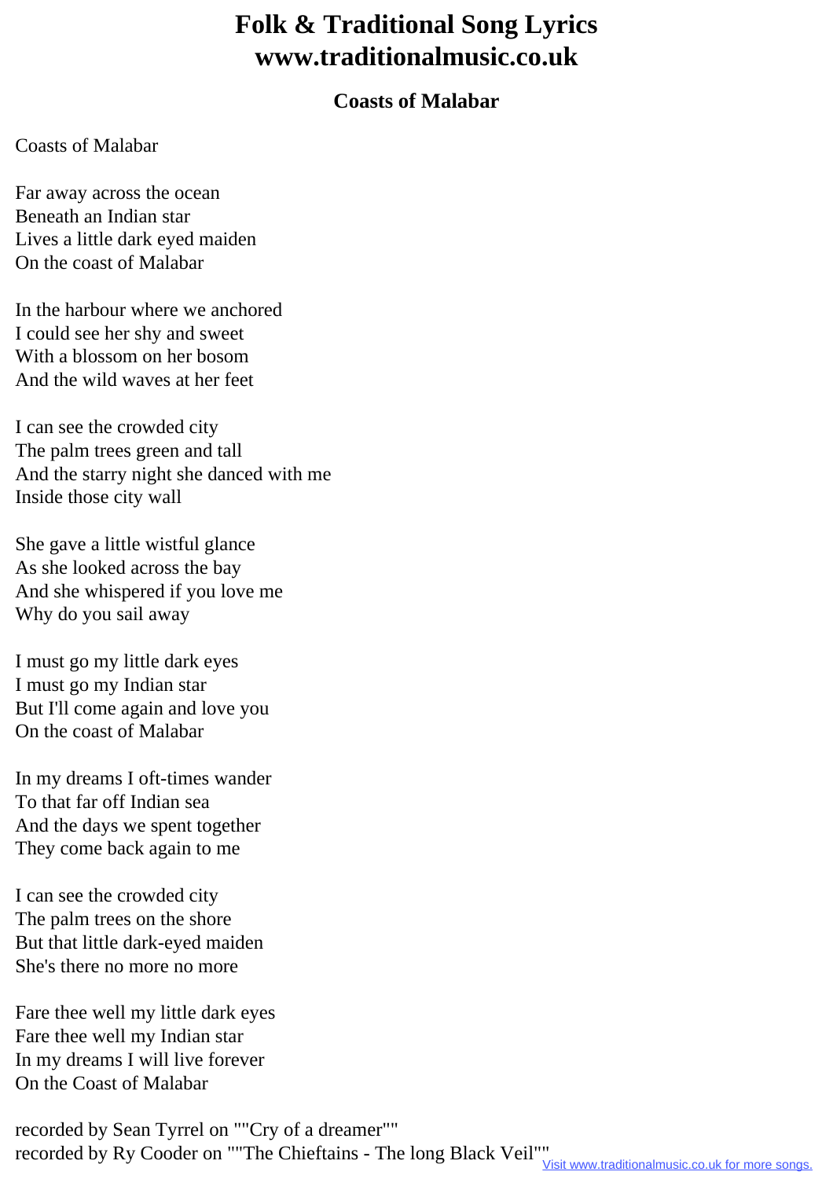# Folk & Traditional Song Lyrics
# www.traditionalmusic.co.uk

### Coasts of Malabar

Coasts of Malabar

Far away across the ocean
Beneath an Indian star
Lives a little dark eyed maiden
On the coast of Malabar

In the harbour where we anchored
I could see her shy and sweet
With a blossom on her bosom
And the wild waves at her feet

I can see the crowded city
The palm trees green and tall
And the starry night she danced with me
Inside those city wall

She gave a little wistful glance
As she looked across the bay
And she whispered if you love me
Why do you sail away

I must go my little dark eyes
I must go my Indian star
But I'll come again and love you
On the coast of Malabar

In my dreams I oft-times wander
To that far off Indian sea
And the days we spent together
They come back again to me

I can see the crowded city
The palm trees on the shore
But that little dark-eyed maiden
She's there no more no more

Fare thee well my little dark eyes
Fare thee well my Indian star
In my dreams I will live forever
On the Coast of Malabar

recorded by Sean Tyrrel on ""Cry of a dreamer""
recorded by Ry Cooder on ""The Chieftains - The long Black Veil""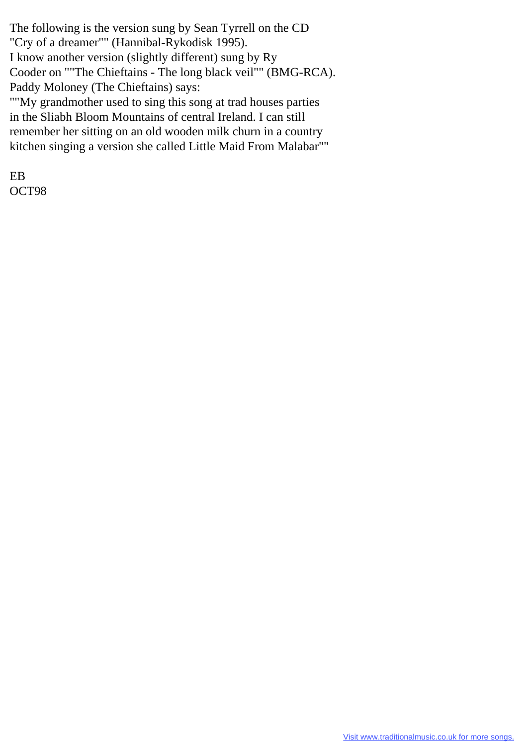The following is the version sung by Sean Tyrrell on the CD "Cry of a dreamer"" (Hannibal-Rykodisk 1995).
I know another version (slightly different) sung by Ry Cooder on ""The Chieftains - The long black veil"" (BMG-RCA).
Paddy Moloney (The Chieftains) says:
""My grandmother used to sing this song at trad houses parties in the Sliabh Bloom Mountains of central Ireland. I can still remember her sitting on an old wooden milk churn in a country kitchen singing a version she called Little Maid From Malabar""

EB
OCT98